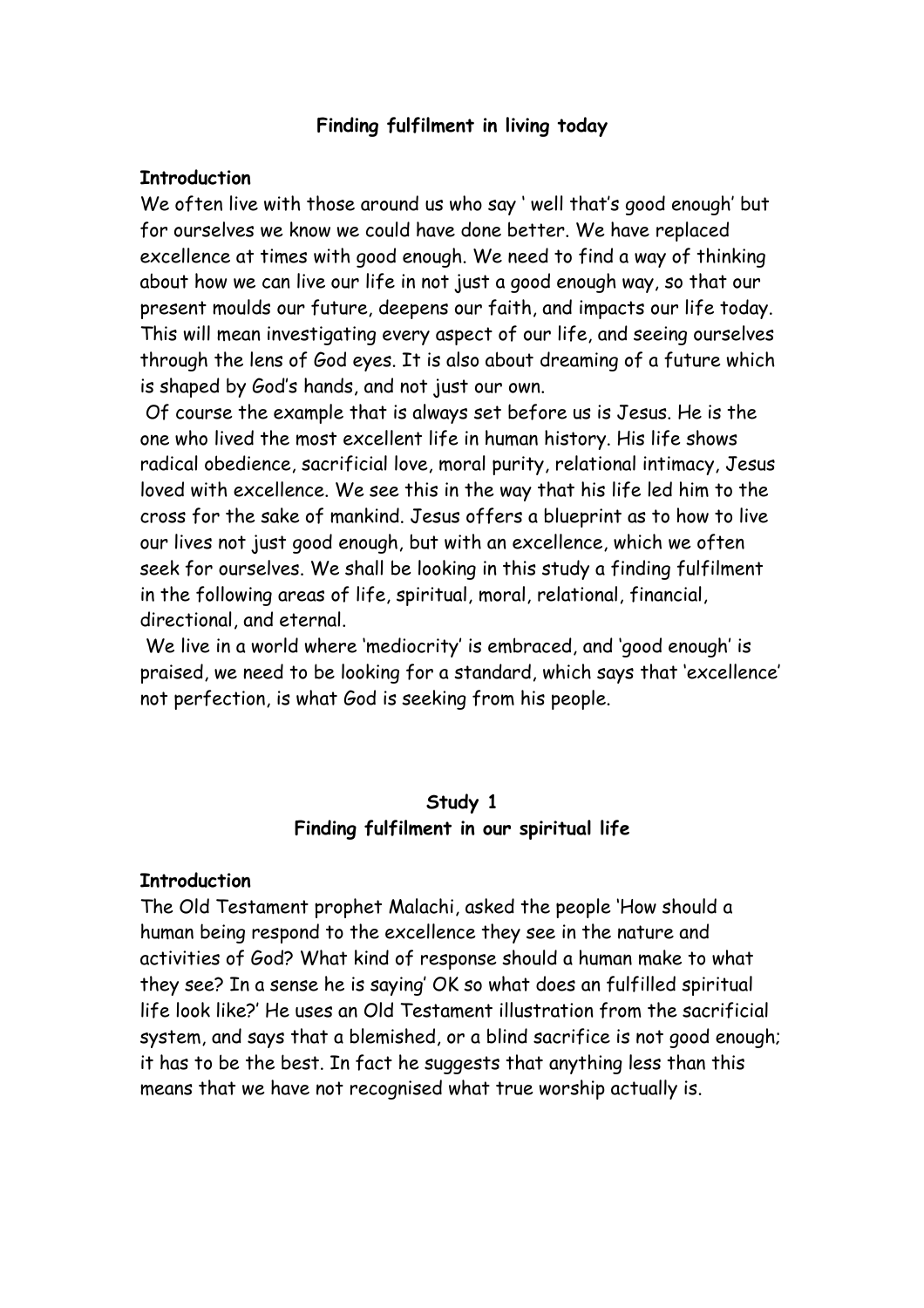# Finding fulfilment in living today

**Introduction**

We often live with those around us who say ' well that's good enough' but for ourselves we know we could have done better. We have replaced excellence at times with good enough. We need to find a way of thinking about how we can live our life in not just a good enough way, so that our present moulds our future, deepens our faith, and impacts our life today. This will mean investigating every aspect of our life, and seeing ourselves through the lens of God eyes. It is also about dreaming of a future which is shaped by God's hands, and not just our own.

Of course the example that is always set before us is Jesus. He is the one who lived the most excellent life in human history. His life shows radical obedience, sacrificial love, moral purity, relational intimacy, Jesus loved with excellence. We see this in the way that his life led him to the cross for the sake of mankind. Jesus offers a blueprint as to how to live our lives not just good enough, but with an excellence, which we often seek for ourselves. We shall be looking in this study a finding fulfilment in the following areas of life, spiritual, moral, relational, financial, directional, and eternal.

We live in a world where 'mediocrity' is embraced, and 'good enough' is praised, we need to be looking for a standard, which says that 'excellence' not perfection, is what God is seeking from his people.

## Study 1
## Finding fulfilment in our spiritual life

**Introduction**

The Old Testament prophet Malachi, asked the people 'How should a human being respond to the excellence they see in the nature and activities of God? What kind of response should a human make to what they see? In a sense he is saying' OK so what does an fulfilled spiritual life look like?' He uses an Old Testament illustration from the sacrificial system, and says that a blemished, or a blind sacrifice is not good enough; it has to be the best. In fact he suggests that anything less than this means that we have not recognised what true worship actually is.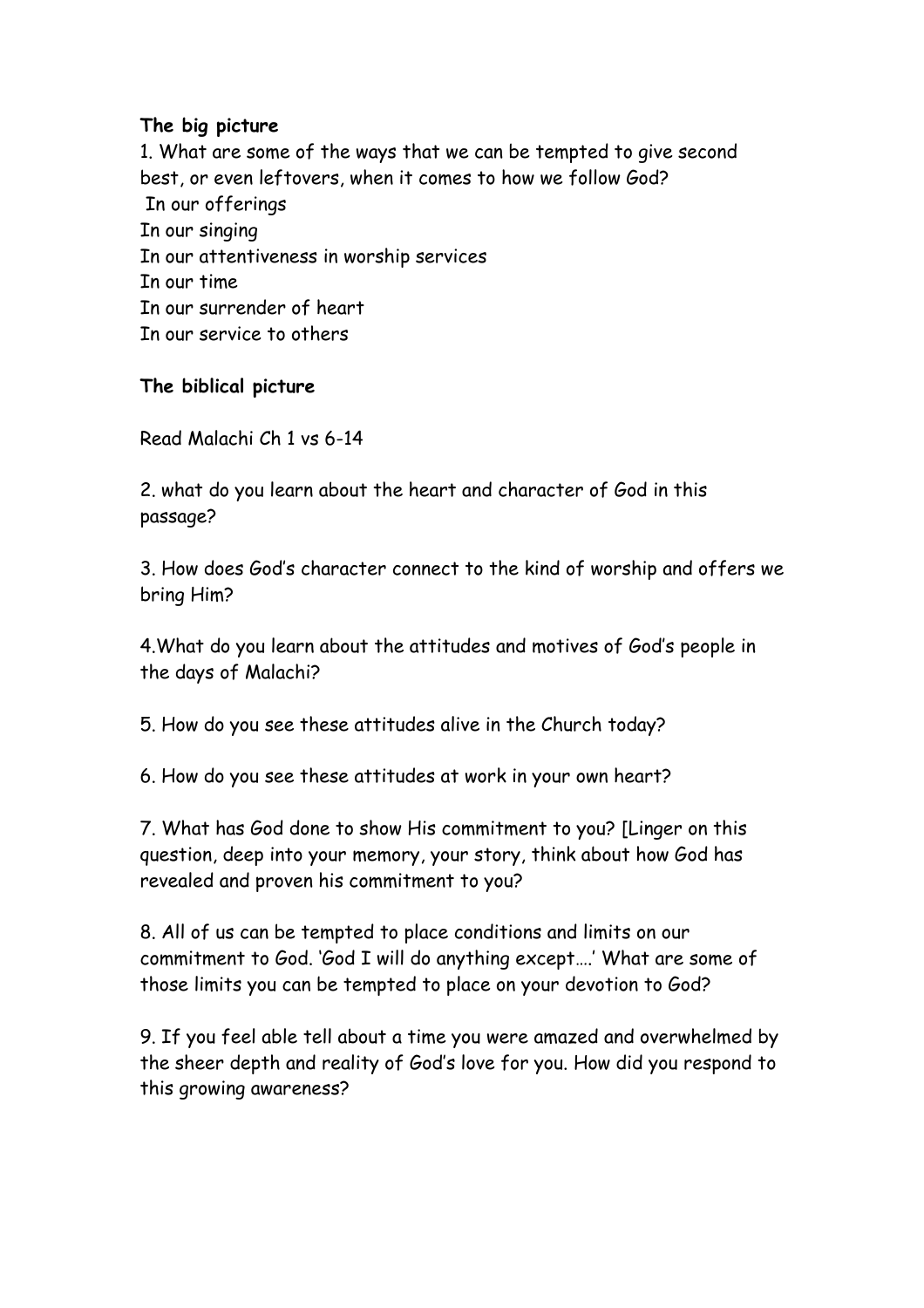**The big picture**

1. What are some of the ways that we can be tempted to give second best, or even leftovers, when it comes to how we follow God?

In our offerings
In our singing
In our attentiveness in worship services
In our time
In our surrender of heart
In our service to others

**The biblical picture**

Read Malachi Ch 1 vs 6-14

2. what do you learn about the heart and character of God in this passage?

3. How does God's character connect to the kind of worship and offers we bring Him?

4.What do you learn about the attitudes and motives of God's people in the days of Malachi?

5. How do you see these attitudes alive in the Church today?

6. How do you see these attitudes at work in your own heart?

7. What has God done to show His commitment to you? [Linger on this question, deep into your memory, your story, think about how God has revealed and proven his commitment to you?

8. All of us can be tempted to place conditions and limits on our commitment to God. 'God I will do anything except….' What are some of those limits you can be tempted to place on your devotion to God?

9. If you feel able tell about a time you were amazed and overwhelmed by the sheer depth and reality of God's love for you. How did you respond to this growing awareness?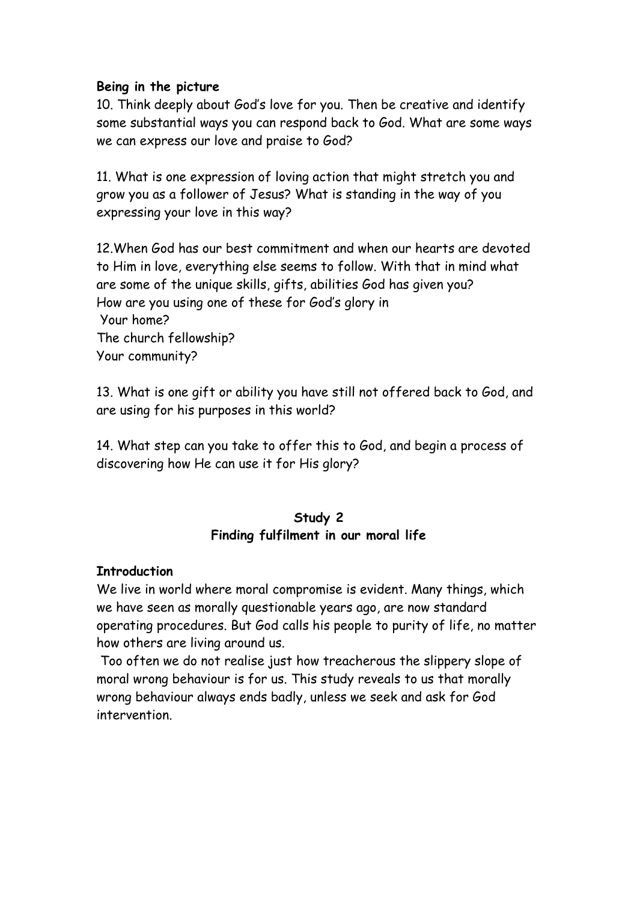**Being in the picture**

10. Think deeply about God's love for you. Then be creative and identify some substantial ways you can respond back to God. What are some ways we can express our love and praise to God?

11. What is one expression of loving action that might stretch you and grow you as a follower of Jesus? What is standing in the way of you expressing your love in this way?

12.When God has our best commitment and when our hearts are devoted to Him in love, everything else seems to follow. With that in mind what are some of the unique skills, gifts, abilities God has given you?
How are you using one of these for God's glory in
Your home?
The church fellowship?
Your community?

13. What is one gift or ability you have still not offered back to God, and are using for his purposes in this world?

14. What step can you take to offer this to God, and begin a process of discovering how He can use it for His glory?

## Study 2
## Finding fulfilment in our moral life

**Introduction**

We live in world where moral compromise is evident. Many things, which we have seen as morally questionable years ago, are now standard operating procedures. But God calls his people to purity of life, no matter how others are living around us.

Too often we do not realise just how treacherous the slippery slope of moral wrong behaviour is for us. This study reveals to us that morally wrong behaviour always ends badly, unless we seek and ask for God intervention.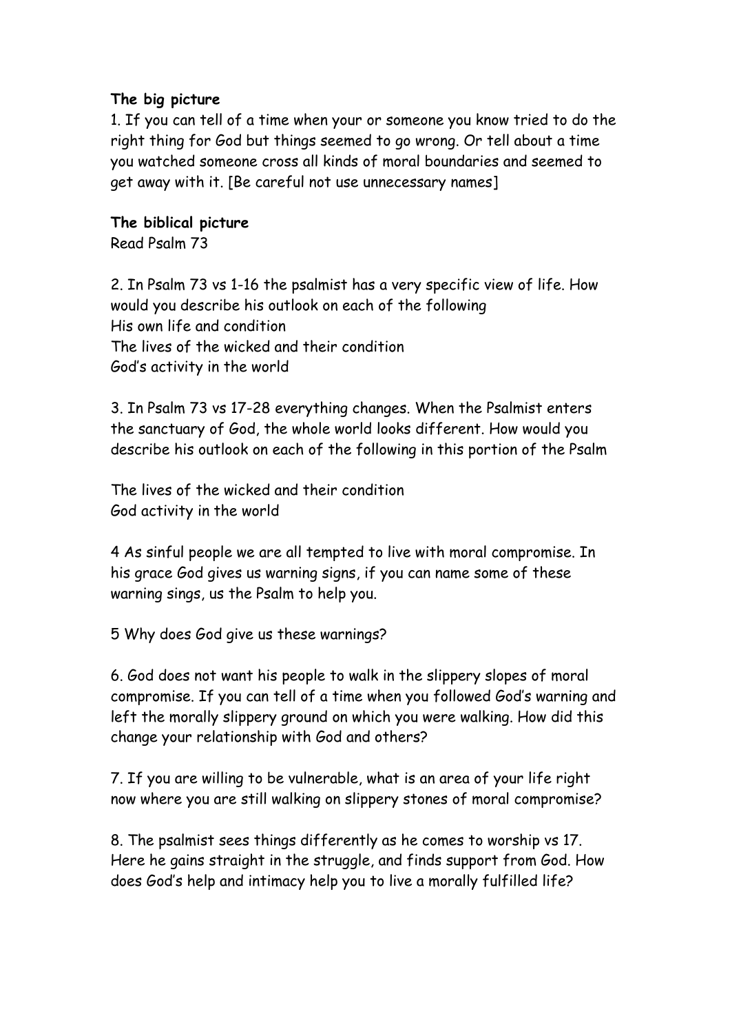**The big picture**

1. If you can tell of a time when your or someone you know tried to do the right thing for God but things seemed to go wrong. Or tell about a time you watched someone cross all kinds of moral boundaries and seemed to get away with it. [Be careful not use unnecessary names]

**The biblical picture**

Read Psalm 73

2. In Psalm 73 vs 1-16 the psalmist has a very specific view of life. How would you describe his outlook on each of the following
His own life and condition
The lives of the wicked and their condition
God's activity in the world

3. In Psalm 73 vs 17-28 everything changes. When the Psalmist enters the sanctuary of God, the whole world looks different. How would you describe his outlook on each of the following in this portion of the Psalm

The lives of the wicked and their condition
God activity in the world

4 As sinful people we are all tempted to live with moral compromise. In his grace God gives us warning signs, if you can name some of these warning sings, us the Psalm to help you.

5 Why does God give us these warnings?

6. God does not want his people to walk in the slippery slopes of moral compromise. If you can tell of a time when you followed God's warning and left the morally slippery ground on which you were walking. How did this change your relationship with God and others?

7. If you are willing to be vulnerable, what is an area of your life right now where you are still walking on slippery stones of moral compromise?

8. The psalmist sees things differently as he comes to worship vs 17. Here he gains straight in the struggle, and finds support from God. How does God's help and intimacy help you to live a morally fulfilled life?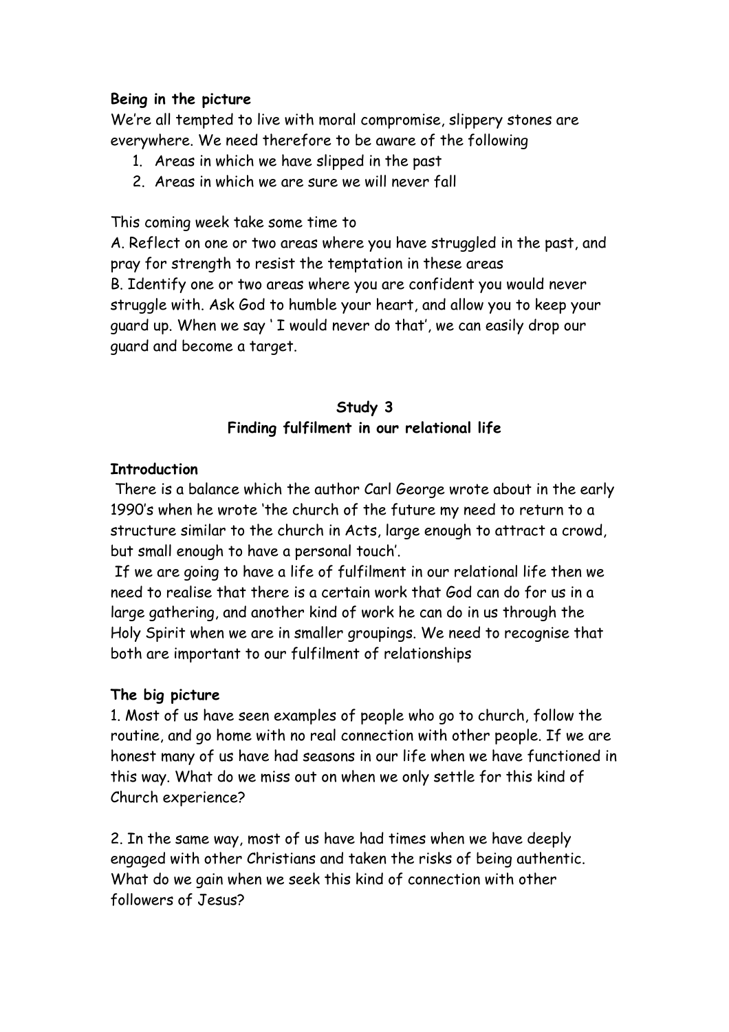**Being in the picture**

We're all tempted to live with moral compromise, slippery stones are everywhere. We need therefore to be aware of the following

1. Areas in which we have slipped in the past
2. Areas in which we are sure we will never fall

This coming week take some time to

A. Reflect on one or two areas where you have struggled in the past, and pray for strength to resist the temptation in these areas

B. Identify one or two areas where you are confident you would never struggle with. Ask God to humble your heart, and allow you to keep your guard up. When we say ' I would never do that', we can easily drop our guard and become a target.

## Study 3
## Finding fulfilment in our relational life

**Introduction**

There is a balance which the author Carl George wrote about in the early 1990's when he wrote 'the church of the future my need to return to a structure similar to the church in Acts, large enough to attract a crowd, but small enough to have a personal touch'.

If we are going to have a life of fulfilment in our relational life then we need to realise that there is a certain work that God can do for us in a large gathering, and another kind of work he can do in us through the Holy Spirit when we are in smaller groupings. We need to recognise that both are important to our fulfilment of relationships

**The big picture**

1. Most of us have seen examples of people who go to church, follow the routine, and go home with no real connection with other people. If we are honest many of us have had seasons in our life when we have functioned in this way. What do we miss out on when we only settle for this kind of Church experience?

2. In the same way, most of us have had times when we have deeply engaged with other Christians and taken the risks of being authentic. What do we gain when we seek this kind of connection with other followers of Jesus?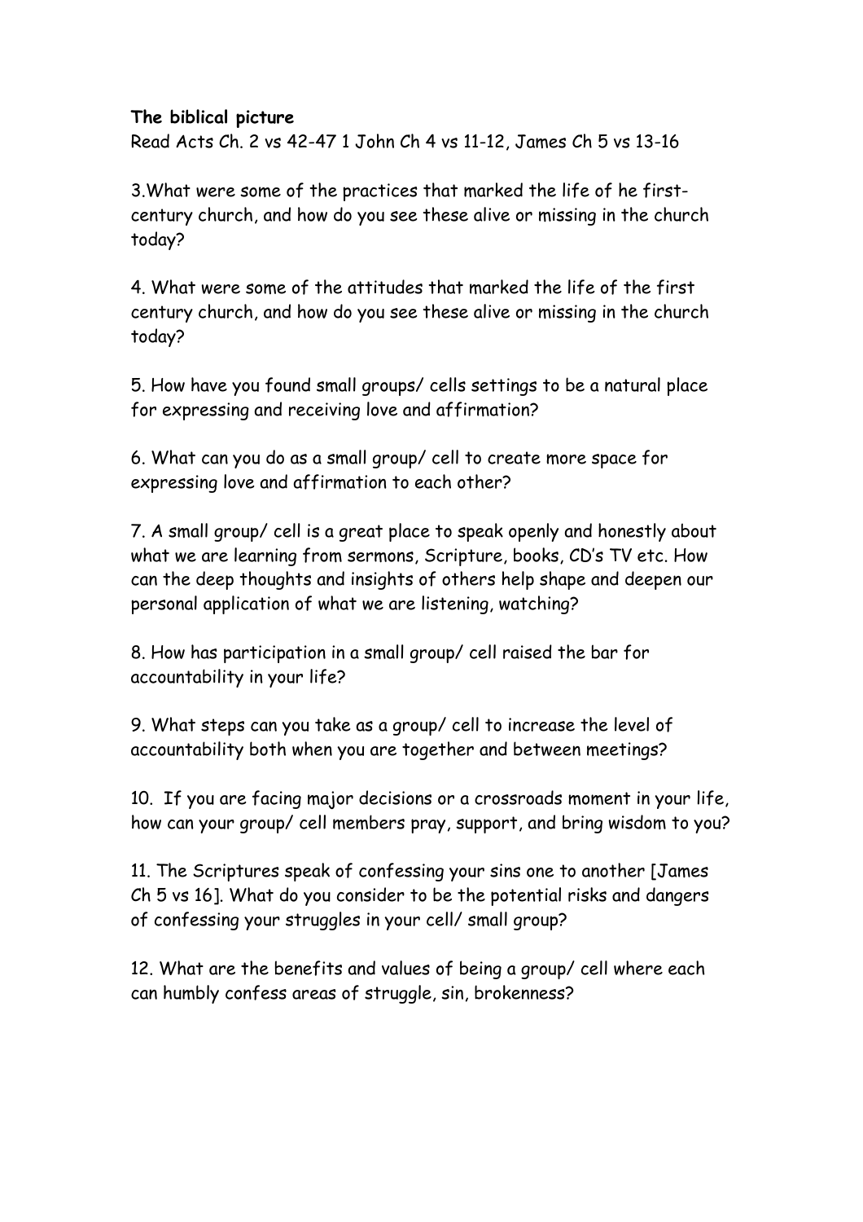**The biblical picture**

Read Acts Ch. 2 vs 42-47 1 John Ch 4 vs 11-12, James Ch 5 vs 13-16

3.What were some of the practices that marked the life of he first-century church, and how do you see these alive or missing in the church today?

4. What were some of the attitudes that marked the life of the first century church, and how do you see these alive or missing in the church today?

5. How have you found small groups/ cells settings to be a natural place for expressing and receiving love and affirmation?

6. What can you do as a small group/ cell to create more space for expressing love and affirmation to each other?

7. A small group/ cell is a great place to speak openly and honestly about what we are learning from sermons, Scripture, books, CD's TV etc. How can the deep thoughts and insights of others help shape and deepen our personal application of what we are listening, watching?

8. How has participation in a small group/ cell raised the bar for accountability in your life?

9. What steps can you take as a group/ cell to increase the level of accountability both when you are together and between meetings?

10. If you are facing major decisions or a crossroads moment in your life, how can your group/ cell members pray, support, and bring wisdom to you?

11. The Scriptures speak of confessing your sins one to another [James Ch 5 vs 16]. What do you consider to be the potential risks and dangers of confessing your struggles in your cell/ small group?

12. What are the benefits and values of being a group/ cell where each can humbly confess areas of struggle, sin, brokenness?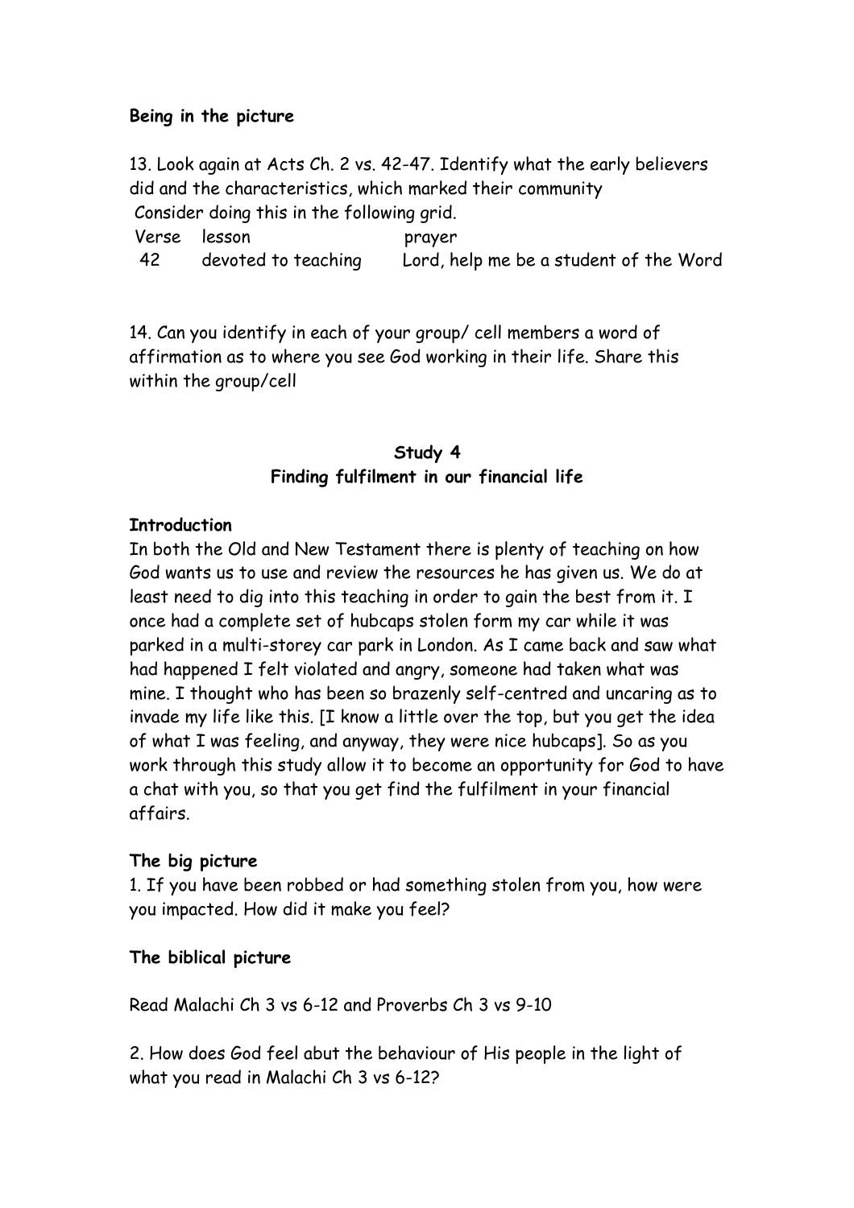**Being in the picture**

13. Look again at Acts Ch. 2 vs. 42-47. Identify what the early believers did and the characteristics, which marked their community

Consider doing this in the following grid.

| Verse | lesson | prayer |
|---|---|---|
| 42 | devoted to teaching | Lord, help me be a student of the Word |

14. Can you identify in each of your group/ cell members a word of affirmation as to where you see God working in their life. Share this within the group/cell

## Study 4
## Finding fulfilment in our financial life

**Introduction**

In both the Old and New Testament there is plenty of teaching on how God wants us to use and review the resources he has given us. We do at least need to dig into this teaching in order to gain the best from it. I once had a complete set of hubcaps stolen form my car while it was parked in a multi-storey car park in London. As I came back and saw what had happened I felt violated and angry, someone had taken what was mine. I thought who has been so brazenly self-centred and uncaring as to invade my life like this. [I know a little over the top, but you get the idea of what I was feeling, and anyway, they were nice hubcaps]. So as you work through this study allow it to become an opportunity for God to have a chat with you, so that you get find the fulfilment in your financial affairs.

**The big picture**

1. If you have been robbed or had something stolen from you, how were you impacted. How did it make you feel?

**The biblical picture**

Read Malachi Ch 3 vs 6-12 and Proverbs Ch 3 vs 9-10

2. How does God feel abut the behaviour of His people in the light of what you read in Malachi Ch 3 vs 6-12?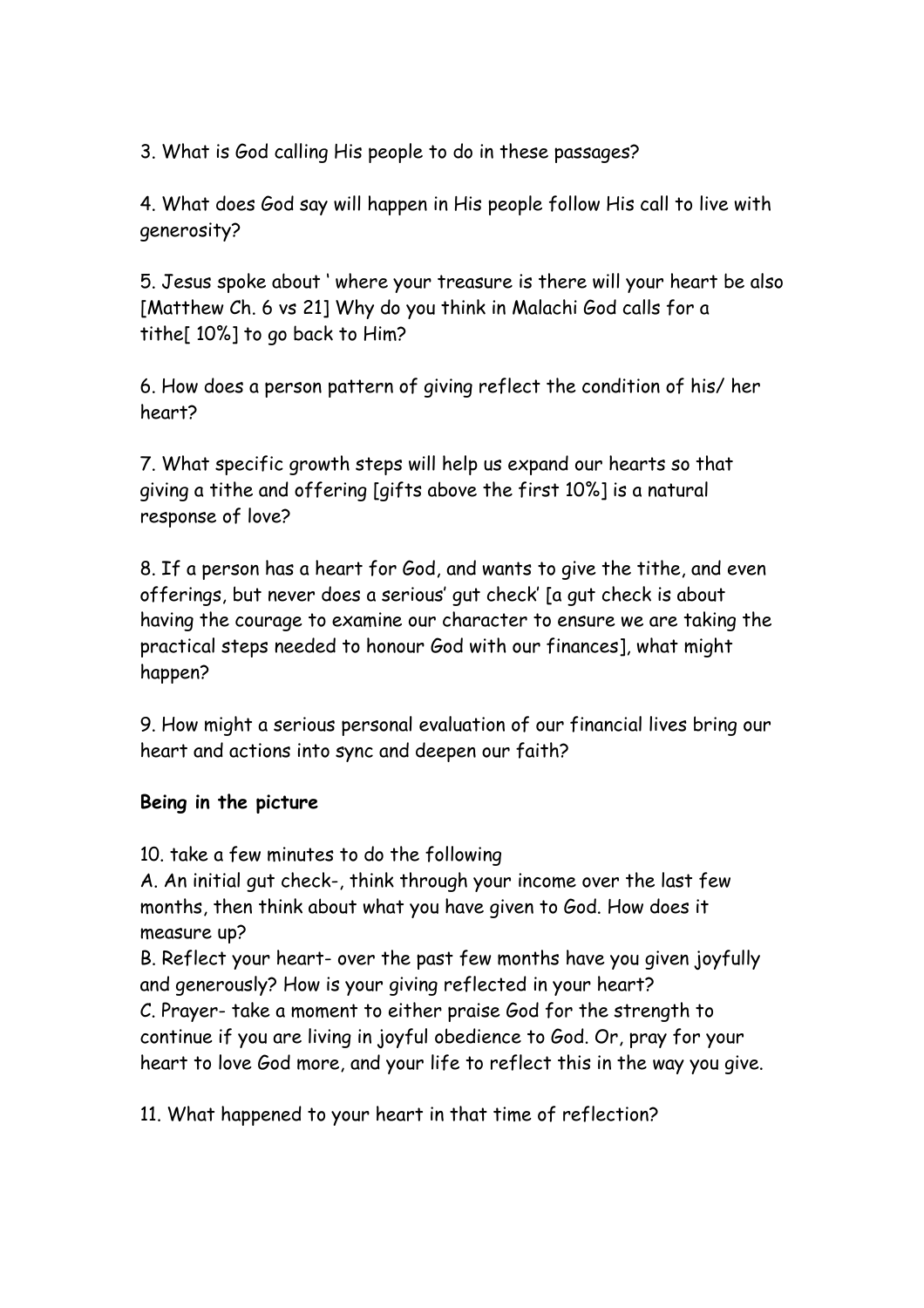3. What is God calling His people to do in these passages?

4. What does God say will happen in His people follow His call to live with generosity?

5. Jesus spoke about ' where your treasure is there will your heart be also [Matthew Ch. 6 vs 21] Why do you think in Malachi God calls for a tithe[ 10%] to go back to Him?

6. How does a person pattern of giving reflect the condition of his/ her heart?

7. What specific growth steps will help us expand our hearts so that giving a tithe and offering [gifts above the first 10%] is a natural response of love?

8. If a person has a heart for God, and wants to give the tithe, and even offerings, but never does a serious' gut check' [a gut check is about having the courage to examine our character to ensure we are taking the practical steps needed to honour God with our finances], what might happen?

9. How might a serious personal evaluation of our financial lives bring our heart and actions into sync and deepen our faith?

**Being in the picture**

10. take a few minutes to do the following
A. An initial gut check-, think through your income over the last few months, then think about what you have given to God. How does it measure up?
B. Reflect your heart- over the past few months have you given joyfully and generously? How is your giving reflected in your heart?
C. Prayer- take a moment to either praise God for the strength to continue if you are living in joyful obedience to God. Or, pray for your heart to love God more, and your life to reflect this in the way you give.

11. What happened to your heart in that time of reflection?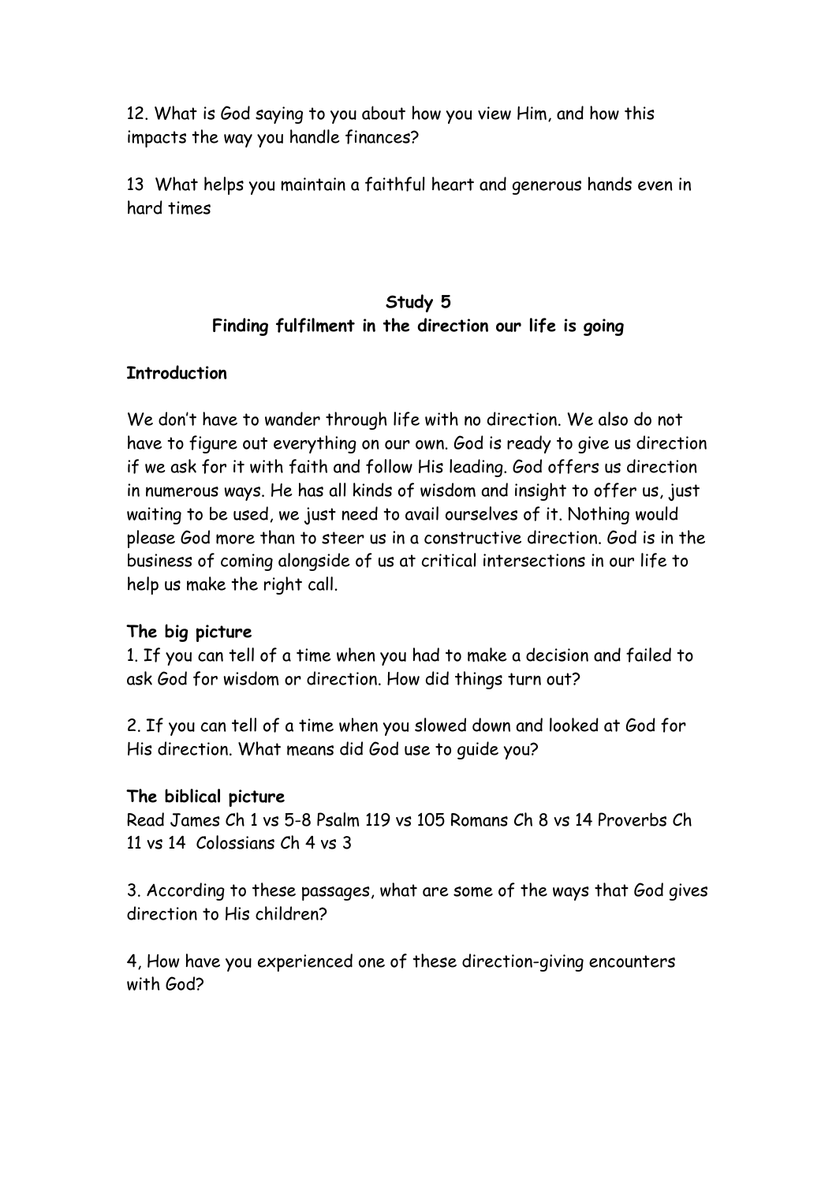12. What is God saying to you about how you view Him, and how this impacts the way you handle finances?

13 What helps you maintain a faithful heart and generous hands even in hard times

## Study 5
## Finding fulfilment in the direction our life is going

**Introduction**

We don't have to wander through life with no direction. We also do not have to figure out everything on our own. God is ready to give us direction if we ask for it with faith and follow His leading. God offers us direction in numerous ways. He has all kinds of wisdom and insight to offer us, just waiting to be used, we just need to avail ourselves of it. Nothing would please God more than to steer us in a constructive direction. God is in the business of coming alongside of us at critical intersections in our life to help us make the right call.

**The big picture**

1. If you can tell of a time when you had to make a decision and failed to ask God for wisdom or direction. How did things turn out?

2. If you can tell of a time when you slowed down and looked at God for His direction. What means did God use to guide you?

**The biblical picture**

Read James Ch 1 vs 5-8 Psalm 119 vs 105 Romans Ch 8 vs 14 Proverbs Ch 11 vs 14 Colossians Ch 4 vs 3

3. According to these passages, what are some of the ways that God gives direction to His children?

4, How have you experienced one of these direction-giving encounters with God?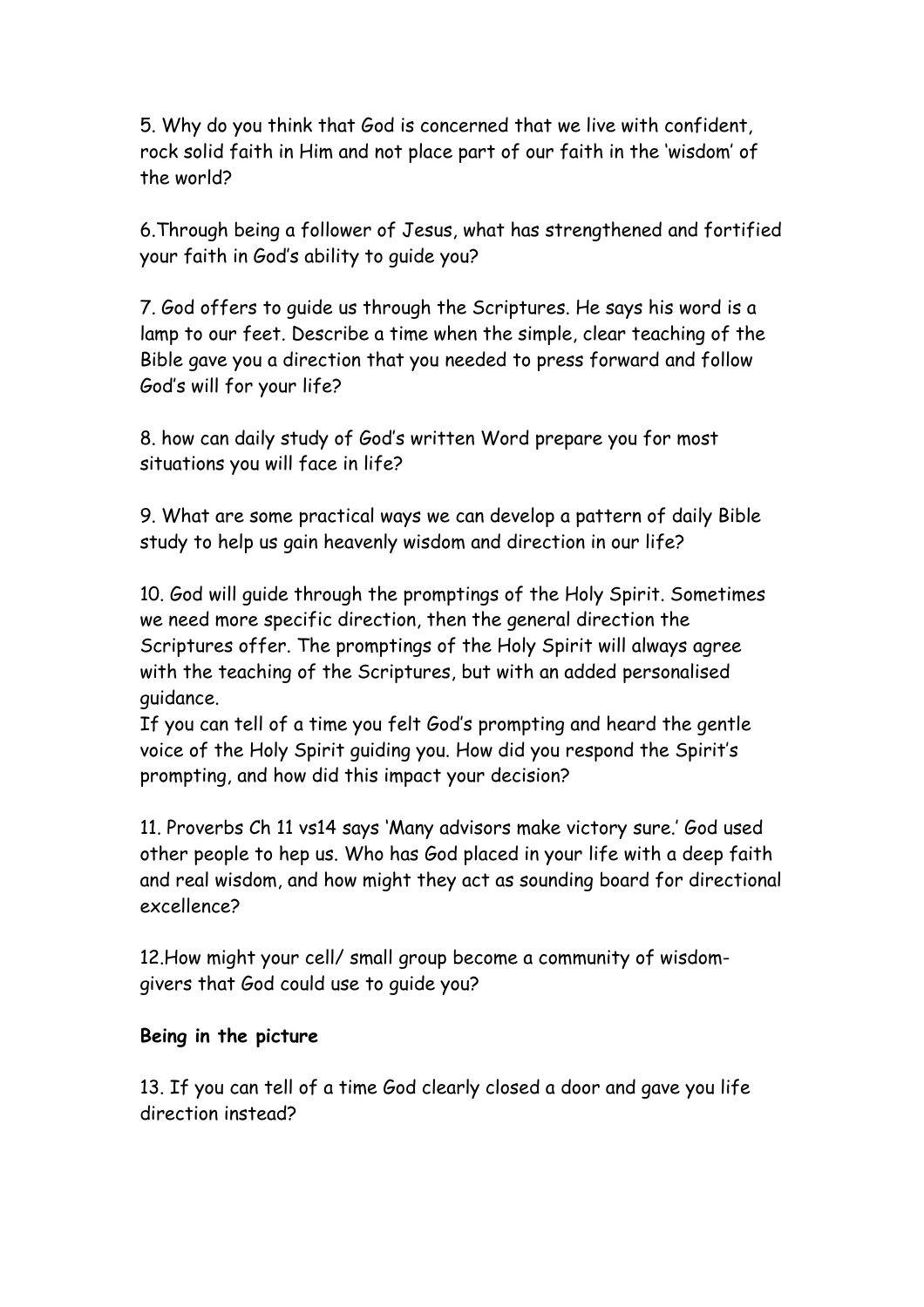5. Why do you think that God is concerned that we live with confident, rock solid faith in Him and not place part of our faith in the 'wisdom' of the world?

6.Through being a follower of Jesus, what has strengthened and fortified your faith in God's ability to guide you?

7. God offers to guide us through the Scriptures. He says his word is a lamp to our feet. Describe a time when the simple, clear teaching of the Bible gave you a direction that you needed to press forward and follow God's will for your life?

8. how can daily study of God's written Word prepare you for most situations you will face in life?

9. What are some practical ways we can develop a pattern of daily Bible study to help us gain heavenly wisdom and direction in our life?

10. God will guide through the promptings of the Holy Spirit. Sometimes we need more specific direction, then the general direction the Scriptures offer. The promptings of the Holy Spirit will always agree with the teaching of the Scriptures, but with an added personalised guidance.
If you can tell of a time you felt God's prompting and heard the gentle voice of the Holy Spirit guiding you. How did you respond the Spirit's prompting, and how did this impact your decision?

11. Proverbs Ch 11 vs14 says 'Many advisors make victory sure.' God used other people to hep us. Who has God placed in your life with a deep faith and real wisdom, and how might they act as sounding board for directional excellence?

12.How might your cell/ small group become a community of wisdom-givers that God could use to guide you?

**Being in the picture**

13. If you can tell of a time God clearly closed a door and gave you life direction instead?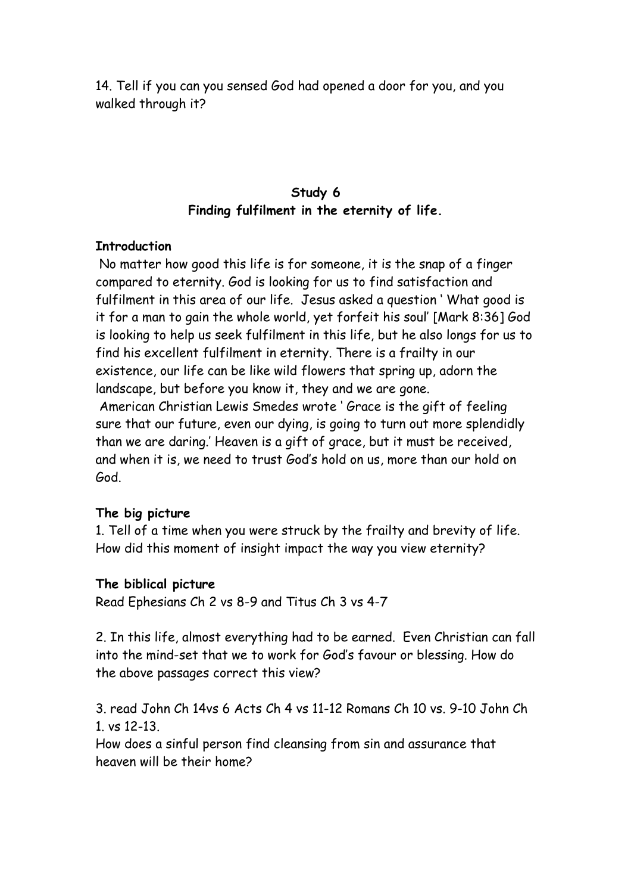14. Tell if you can you sensed God had opened a door for you, and you walked through it?

## Study 6
## Finding fulfilment in the eternity of life.

**Introduction**

No matter how good this life is for someone, it is the snap of a finger compared to eternity. God is looking for us to find satisfaction and fulfilment in this area of our life. Jesus asked a question ' What good is it for a man to gain the whole world, yet forfeit his soul' [Mark 8:36] God is looking to help us seek fulfilment in this life, but he also longs for us to find his excellent fulfilment in eternity. There is a frailty in our existence, our life can be like wild flowers that spring up, adorn the landscape, but before you know it, they and we are gone.

American Christian Lewis Smedes wrote ' Grace is the gift of feeling sure that our future, even our dying, is going to turn out more splendidly than we are daring.' Heaven is a gift of grace, but it must be received, and when it is, we need to trust God's hold on us, more than our hold on God.

**The big picture**

1. Tell of a time when you were struck by the frailty and brevity of life. How did this moment of insight impact the way you view eternity?

**The biblical picture**

Read Ephesians Ch 2 vs 8-9 and Titus Ch 3 vs 4-7

2. In this life, almost everything had to be earned. Even Christian can fall into the mind-set that we to work for God's favour or blessing. How do the above passages correct this view?

3. read John Ch 14vs 6 Acts Ch 4 vs 11-12 Romans Ch 10 vs. 9-10 John Ch 1. vs 12-13.
How does a sinful person find cleansing from sin and assurance that heaven will be their home?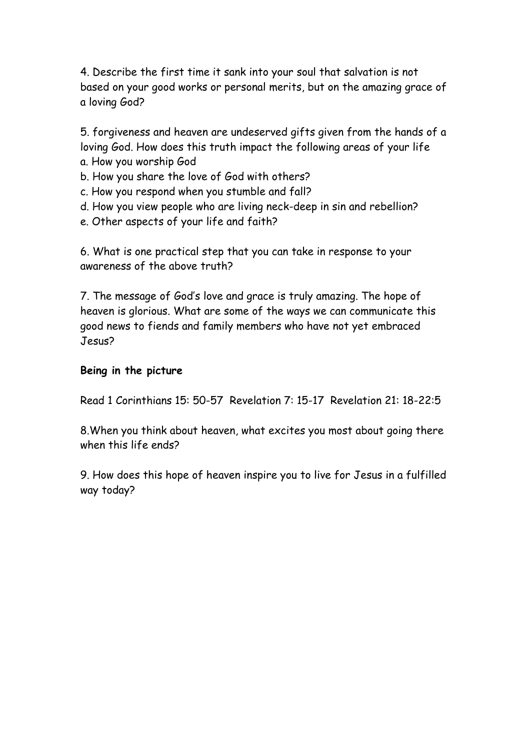4. Describe the first time it sank into your soul that salvation is not based on your good works or personal merits, but on the amazing grace of a loving God?

5. forgiveness and heaven are undeserved gifts given from the hands of a loving God. How does this truth impact the following areas of your life

a. How you worship God  
b. How you share the love of God with others?  
c. How you respond when you stumble and fall?  
d. How you view people who are living neck-deep in sin and rebellion?  
e. Other aspects of your life and faith?

6. What is one practical step that you can take in response to your awareness of the above truth?

7. The message of God's love and grace is truly amazing. The hope of heaven is glorious. What are some of the ways we can communicate this good news to fiends and family members who have not yet embraced Jesus?

**Being in the picture**

Read 1 Corinthians 15: 50-57 Revelation 7: 15-17 Revelation 21: 18-22:5

8.When you think about heaven, what excites you most about going there when this life ends?

9. How does this hope of heaven inspire you to live for Jesus in a fulfilled way today?